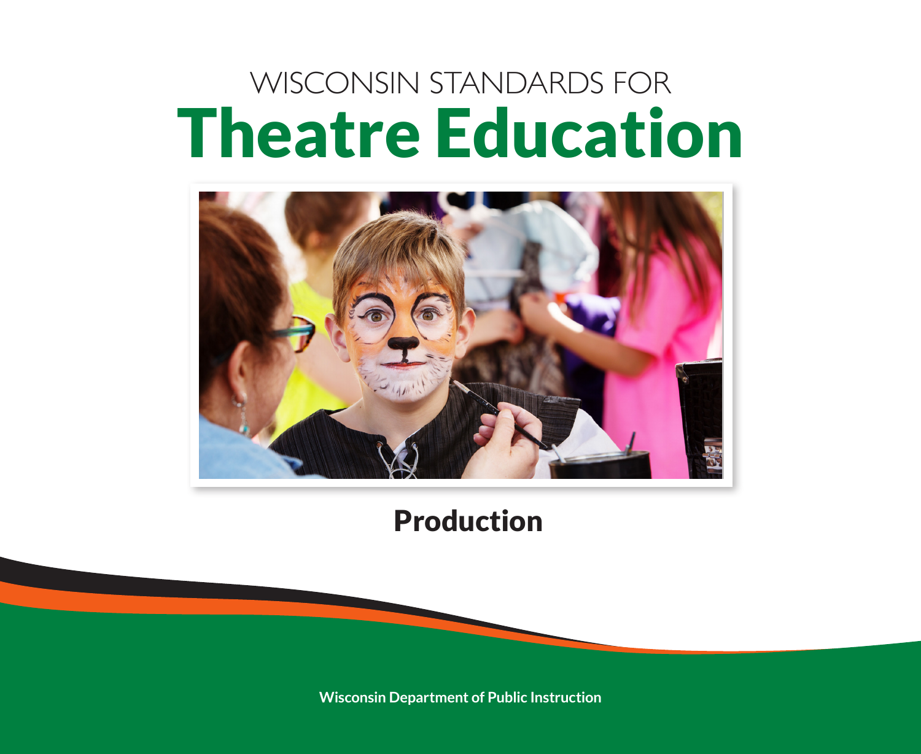WISCONSIN STANDARDS FOR

# Theatre Education

## Production

Wisconsin Department of Public Instruction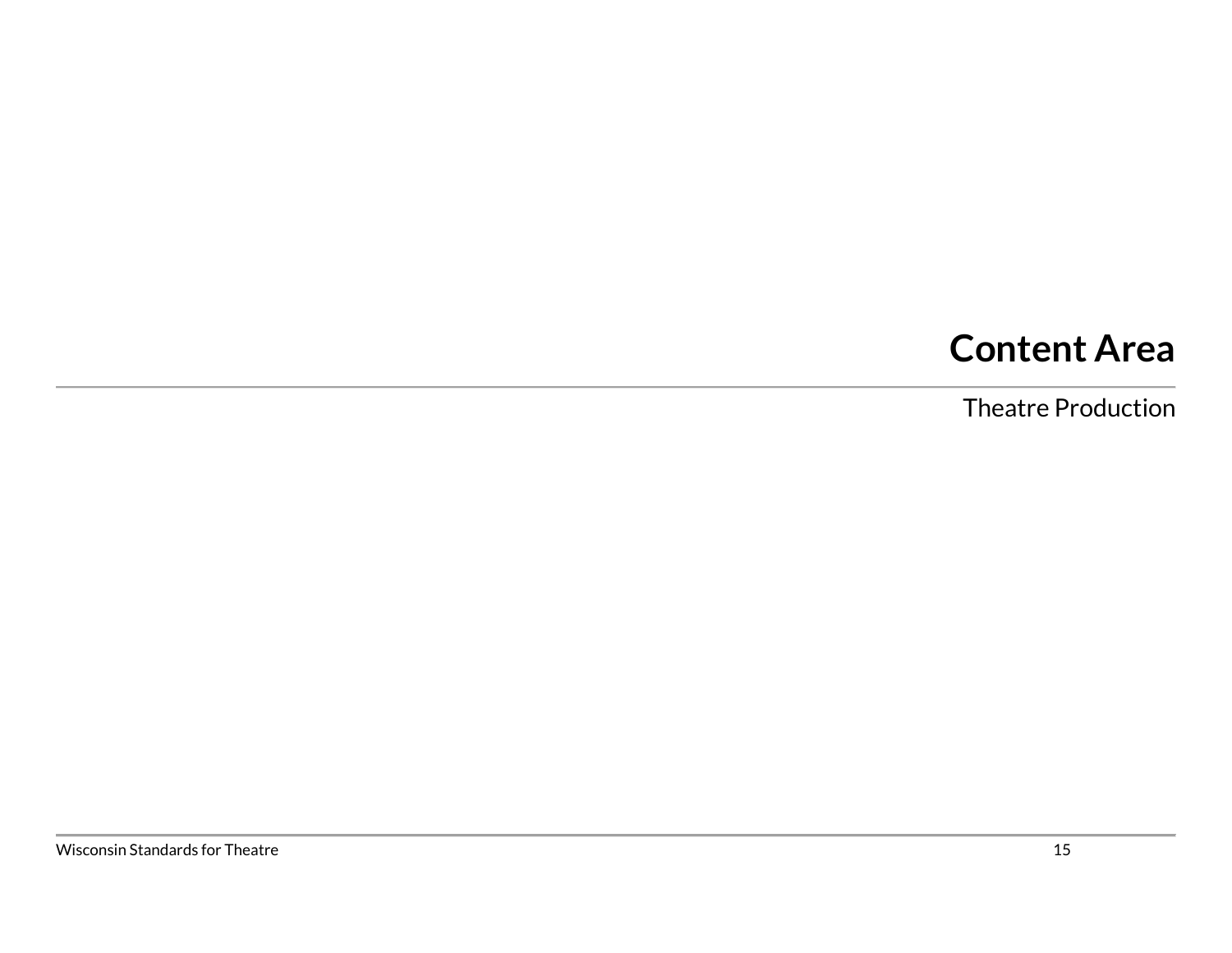# Content Area

Theatre Production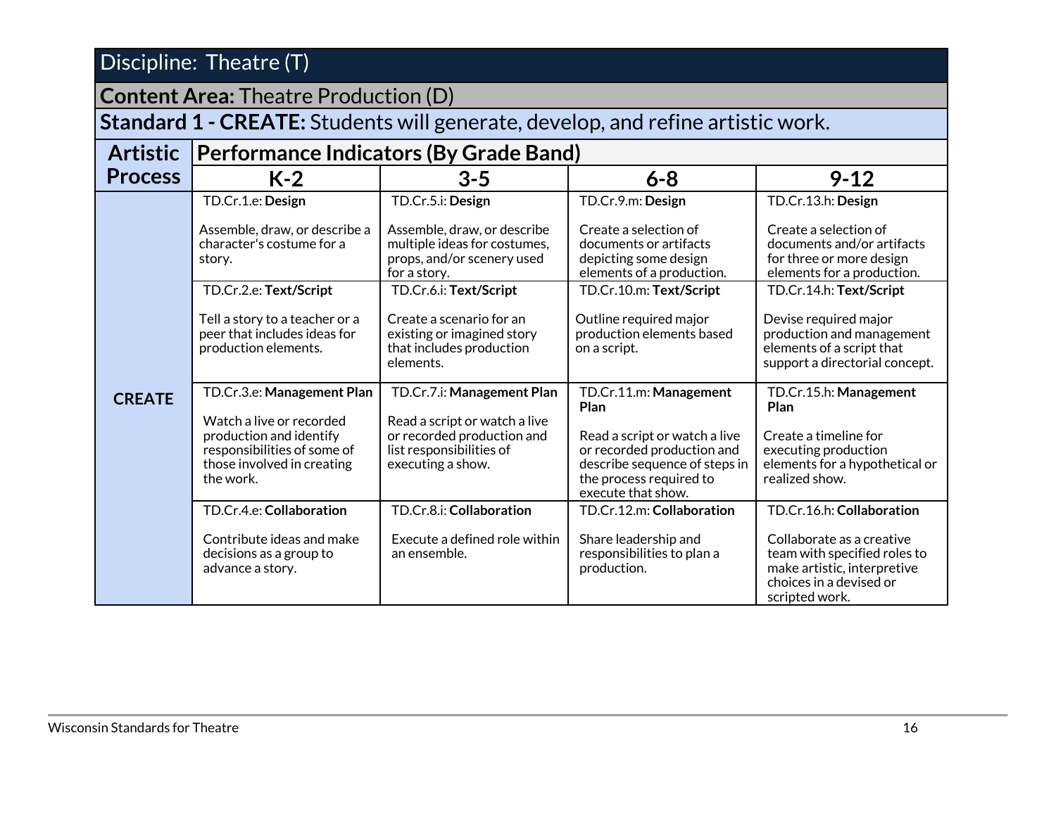| Discipline: Theatre (T) | | | | |
|---|---|---|---|---|
| **Content Area:** Theatre Production (D) | | | | |
| **Standard 1 - CREATE:** Students will generate, develop, and refine artistic work. | | | | |
| **Artistic Process** | **Performance Indicators (By Grade Band)** | | | |
| | **K-2** | **3-5** | **6-8** | **9-12** |
| **CREATE** | TD.Cr.1.e: **Design**<br><br>Assemble, draw, or describe a character's costume for a story. | TD.Cr.5.i: **Design**<br><br>Assemble, draw, or describe multiple ideas for costumes, props, and/or scenery used for a story. | TD.Cr.9.m: **Design**<br><br>Create a selection of documents or artifacts depicting some design elements of a production. | TD.Cr.13.h: **Design**<br><br>Create a selection of documents and/or artifacts for three or more design elements for a production. |
| | TD.Cr.2.e: **Text/Script**<br><br>Tell a story to a teacher or a peer that includes ideas for production elements. | TD.Cr.6.i: **Text/Script**<br><br>Create a scenario for an existing or imagined story that includes production elements. | TD.Cr.10.m: **Text/Script**<br><br>Outline required major production elements based on a script. | TD.Cr.14.h: **Text/Script**<br><br>Devise required major production and management elements of a script that support a directorial concept. |
| | TD.Cr.3.e: **Management Plan**<br><br>Watch a live or recorded production and identify responsibilities of some of those involved in creating the work. | TD.Cr.7.i: **Management Plan**<br><br>Read a script or watch a live or recorded production and list responsibilities of executing a show. | TD.Cr.11.m: **Management Plan**<br><br>Read a script or watch a live or recorded production and describe sequence of steps in the process required to execute that show. | TD.Cr.15.h: **Management Plan**<br><br>Create a timeline for executing production elements for a hypothetical or realized show. |
| | TD.Cr.4.e: **Collaboration**<br><br>Contribute ideas and make decisions as a group to advance a story. | TD.Cr.8.i: **Collaboration**<br><br>Execute a defined role within an ensemble. | TD.Cr.12.m: **Collaboration**<br><br>Share leadership and responsibilities to plan a production. | TD.Cr.16.h: **Collaboration**<br><br>Collaborate as a creative team with specified roles to make artistic, interpretive choices in a devised or scripted work. |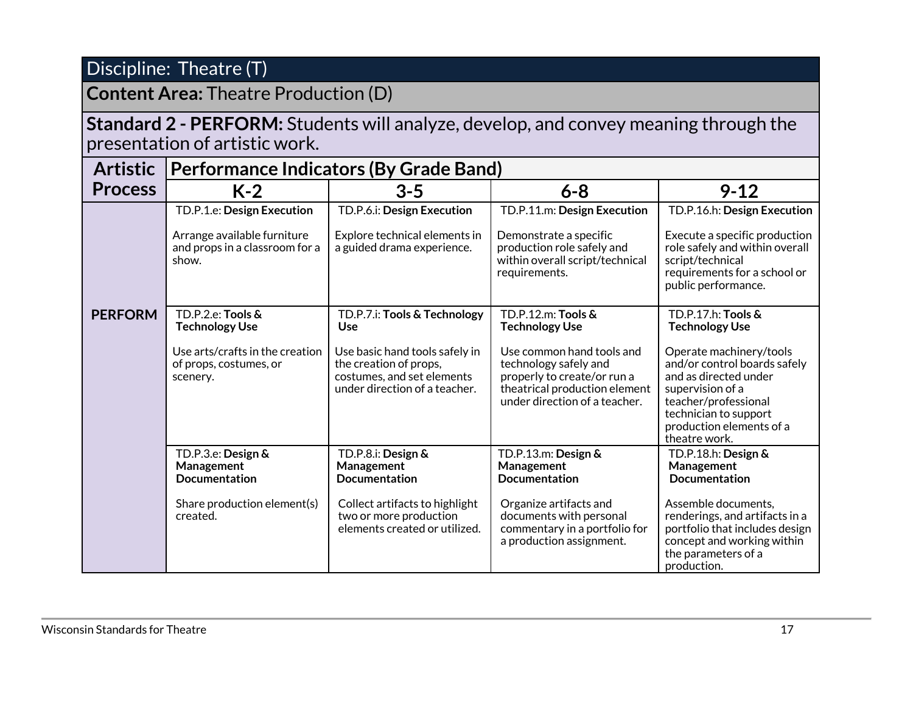| Discipline: Theatre (T) | | | | |
|---|---|---|---|---|
| **Content Area:** Theatre Production (D) | | | | |
| **Standard 2 - PERFORM:** Students will analyze, develop, and convey meaning through the presentation of artistic work. | | | | |
| **Artistic Process** | **Performance Indicators (By Grade Band)** | | | |
| | **K-2** | **3-5** | **6-8** | **9-12** |
| **PERFORM** | TD.P.1.e: **Design Execution**<br><br>Arrange available furniture and props in a classroom for a show. | TD.P.6.i: **Design Execution**<br><br>Explore technical elements in a guided drama experience. | TD.P.11.m: **Design Execution**<br><br>Demonstrate a specific production role safely and within overall script/technical requirements. | TD.P.16.h: **Design Execution**<br><br>Execute a specific production role safely and within overall script/technical requirements for a school or public performance. |
| | TD.P.2.e: **Tools & Technology Use**<br><br>Use arts/crafts in the creation of props, costumes, or scenery. | TD.P.7.i: **Tools & Technology Use**<br><br>Use basic hand tools safely in the creation of props, costumes, and set elements under direction of a teacher. | TD.P.12.m: **Tools & Technology Use**<br><br>Use common hand tools and technology safely and properly to create/or run a theatrical production element under direction of a teacher. | TD.P.17.h: **Tools & Technology Use**<br><br>Operate machinery/tools and/or control boards safely and as directed under supervision of a teacher/professional technician to support production elements of a theatre work. |
| | TD.P.3.e: **Design & Management Documentation**<br><br>Share production element(s) created. | TD.P.8.i: **Design & Management Documentation**<br><br>Collect artifacts to highlight two or more production elements created or utilized. | TD.P.13.m: **Design & Management Documentation**<br><br>Organize artifacts and documents with personal commentary in a portfolio for a production assignment. | TD.P.18.h: **Design & Management Documentation**<br><br>Assemble documents, renderings, and artifacts in a portfolio that includes design concept and working within the parameters of a production. |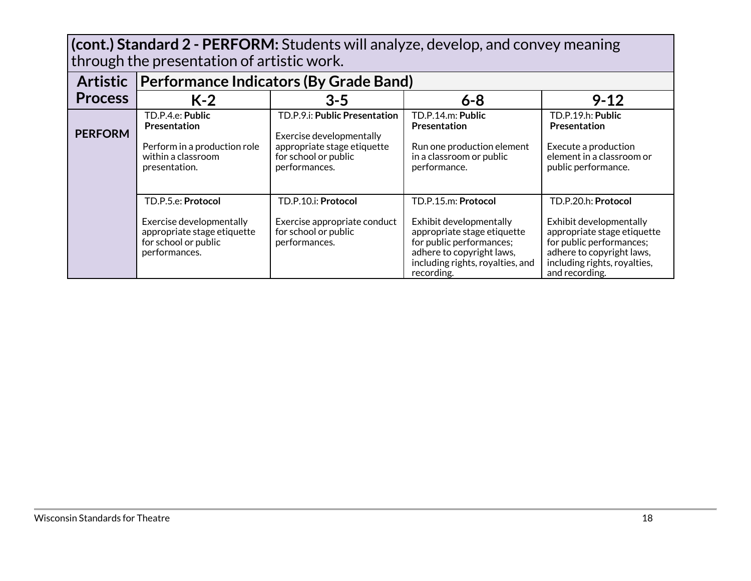| **(cont.) Standard 2 - PERFORM:** Students will analyze, develop, and convey meaning through the presentation of artistic work. | | | | |
|---|---|---|---|---|
| **Artistic Process** | **Performance Indicators (By Grade Band)** | | | |
| | **K-2** | **3-5** | **6-8** | **9-12** |
| **PERFORM** | TD.P.4.e: **Public Presentation**<br><br>Perform in a production role within a classroom presentation. | TD.P.9.i: **Public Presentation**<br><br>Exercise developmentally appropriate stage etiquette for school or public performances. | TD.P.14.m: **Public Presentation**<br><br>Run one production element in a classroom or public performance. | TD.P.19.h: **Public Presentation**<br><br>Execute a production element in a classroom or public performance. |
| | TD.P.5.e: **Protocol**<br><br>Exercise developmentally appropriate stage etiquette for school or public performances. | TD.P.10.i: **Protocol**<br><br>Exercise appropriate conduct for school or public performances. | TD.P.15.m: **Protocol**<br><br>Exhibit developmentally appropriate stage etiquette for public performances; adhere to copyright laws, including rights, royalties, and recording. | TD.P.20.h: **Protocol**<br><br>Exhibit developmentally appropriate stage etiquette for public performances; adhere to copyright laws, including rights, royalties, and recording. |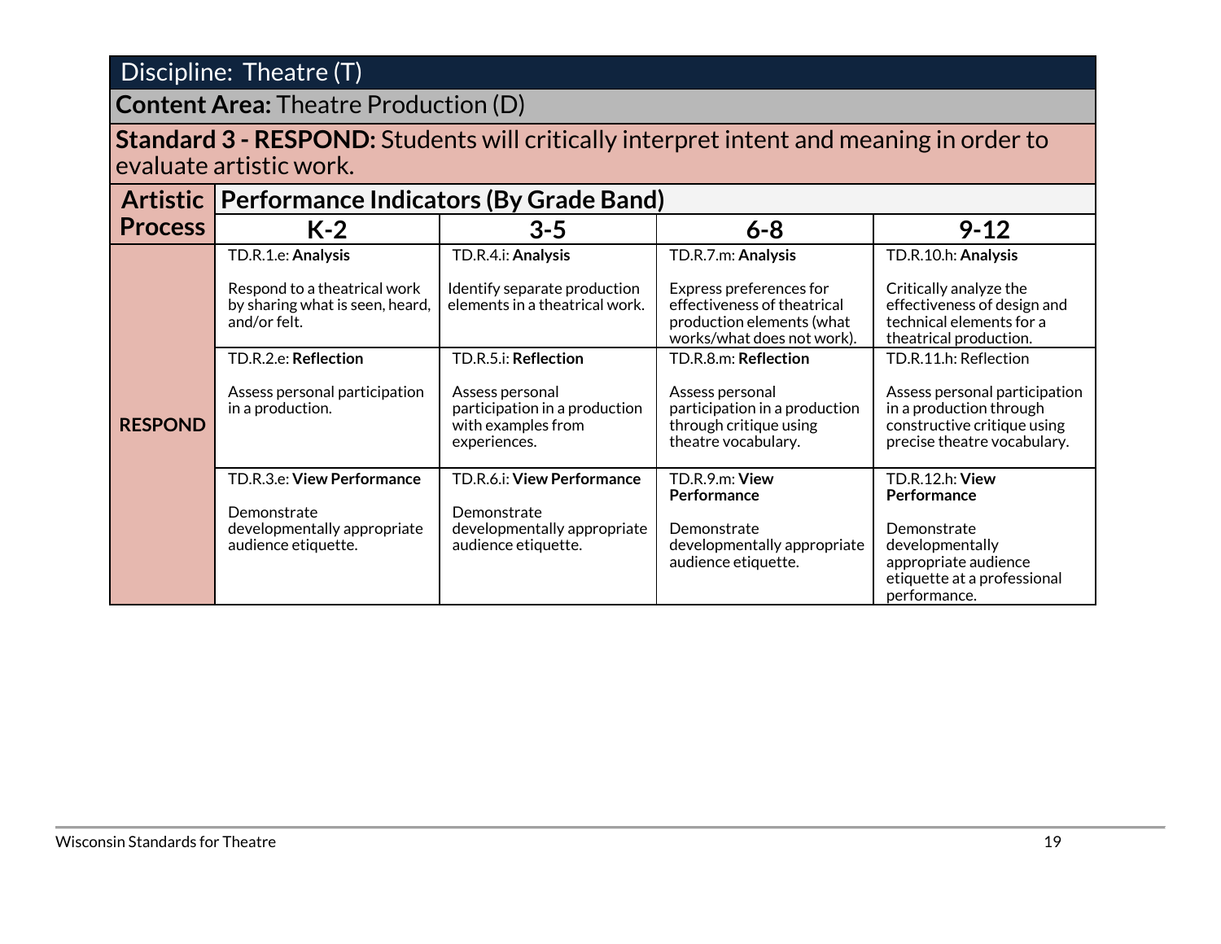| Discipline: Theatre (T) | | | | |
|---|---|---|---|---|
| **Content Area:** Theatre Production (D) | | | | |
| **Standard 3 - RESPOND:** Students will critically interpret intent and meaning in order to evaluate artistic work. | | | | |
| **Artistic Process** | **Performance Indicators (By Grade Band)** | | | |
| | **K-2** | **3-5** | **6-8** | **9-12** |
| **RESPOND** | TD.R.1.e: **Analysis**<br><br>Respond to a theatrical work by sharing what is seen, heard, and/or felt. | TD.R.4.i: **Analysis**<br><br>Identify separate production elements in a theatrical work. | TD.R.7.m: **Analysis**<br><br>Express preferences for effectiveness of theatrical production elements (what works/what does not work). | TD.R.10.h: **Analysis**<br><br>Critically analyze the effectiveness of design and technical elements for a theatrical production. |
| | TD.R.2.e: **Reflection**<br><br>Assess personal participation in a production. | TD.R.5.i: **Reflection**<br><br>Assess personal participation in a production with examples from experiences. | TD.R.8.m: **Reflection**<br><br>Assess personal participation in a production through critique using theatre vocabulary. | TD.R.11.h: Reflection<br><br>Assess personal participation in a production through constructive critique using precise theatre vocabulary. |
| | TD.R.3.e: **View Performance**<br><br>Demonstrate developmentally appropriate audience etiquette. | TD.R.6.i: **View Performance**<br><br>Demonstrate developmentally appropriate audience etiquette. | TD.R.9.m: **View Performance**<br><br>Demonstrate developmentally appropriate audience etiquette. | TD.R.12.h: **View Performance**<br><br>Demonstrate developmentally appropriate audience etiquette at a professional performance. |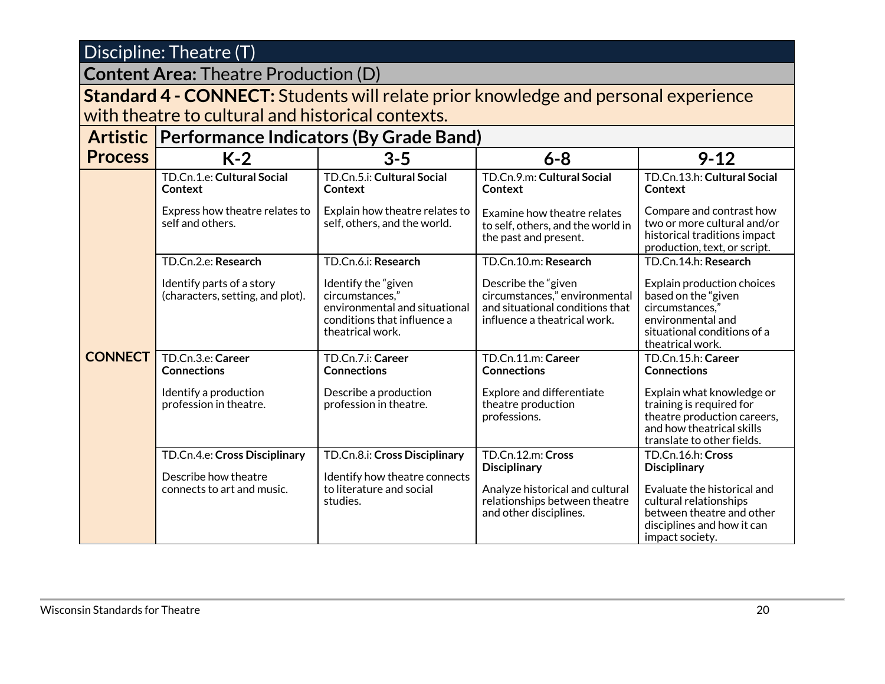| Discipline: Theatre (T) | | | | |
|---|---|---|---|---|
| **Content Area:** Theatre Production (D) | | | | |
| **Standard 4 - CONNECT:** Students will relate prior knowledge and personal experience with theatre to cultural and historical contexts. | | | | |
| **Artistic Process** | **Performance Indicators (By Grade Band)** | | | |
| | **K-2** | **3-5** | **6-8** | **9-12** |
| **CONNECT** | TD.Cn.1.e: **Cultural Social Context** Express how theatre relates to self and others. | TD.Cn.5.i: **Cultural Social Context** Explain how theatre relates to self, others, and the world. | TD.Cn.9.m: **Cultural Social Context** Examine how theatre relates to self, others, and the world in the past and present. | TD.Cn.13.h: **Cultural Social Context** Compare and contrast how two or more cultural and/or historical traditions impact production, text, or script. |
| | TD.Cn.2.e: **Research** Identify parts of a story (characters, setting, and plot). | TD.Cn.6.i: **Research** Identify the "given circumstances," environmental and situational conditions that influence a theatrical work. | TD.Cn.10.m: **Research** Describe the "given circumstances," environmental and situational conditions that influence a theatrical work. | TD.Cn.14.h: **Research** Explain production choices based on the "given circumstances," environmental and situational conditions of a theatrical work. |
| | TD.Cn.3.e: **Career Connections** Identify a production profession in theatre. | TD.Cn.7.i: **Career Connections** Describe a production profession in theatre. | TD.Cn.11.m: **Career Connections** Explore and differentiate theatre production professions. | TD.Cn.15.h: **Career Connections** Explain what knowledge or training is required for theatre production careers, and how theatrical skills translate to other fields. |
| | TD.Cn.4.e: **Cross Disciplinary** Describe how theatre connects to art and music. | TD.Cn.8.i: **Cross Disciplinary** Identify how theatre connects to literature and social studies. | TD.Cn.12.m: **Cross Disciplinary** Analyze historical and cultural relationships between theatre and other disciplines. | TD.Cn.16.h: **Cross Disciplinary** Evaluate the historical and cultural relationships between theatre and other disciplines and how it can impact society. |